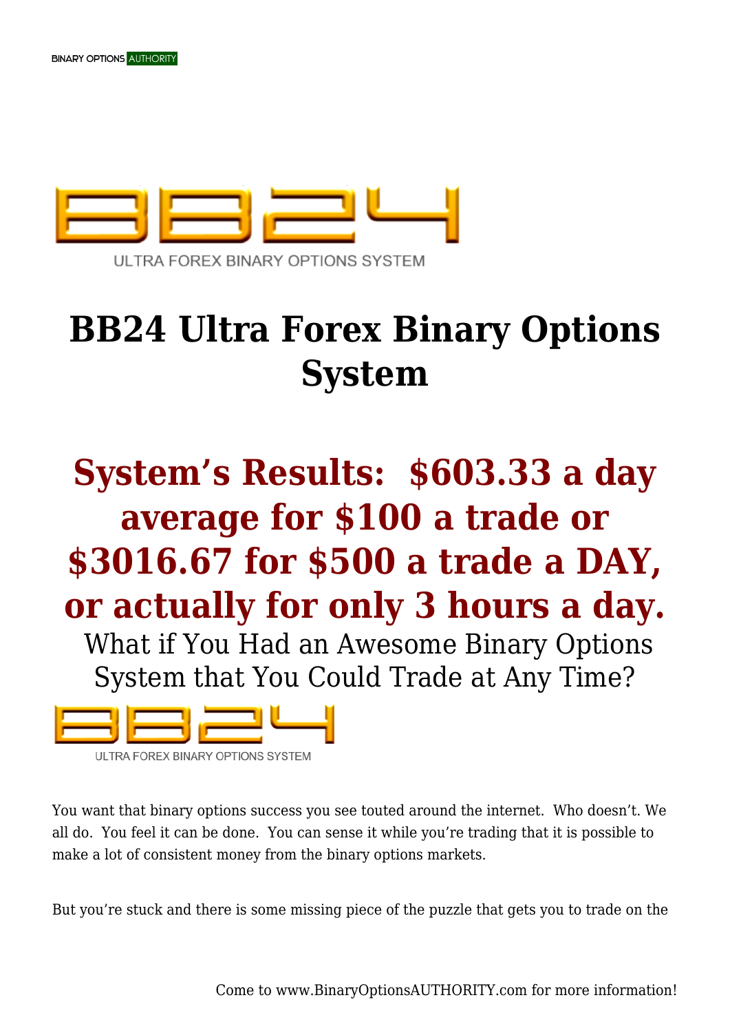# BB24 Ultra Forex Binary Options System

## System's Results: $603.33 a day average for $100 a trade or $3016.67 for $500 a trade a DAY, or actually for only 3 hours a day.

What if You Had an Awesome Binary Options System that You Could Trade at Any Time?

You want that binary options success you see touted around the internet. Who doesn't. We all do. You feel it can be done. You can sense it while you're trading that it is possible to make a lot of consistent money from the binary options markets.

But you're stuck and there is some missing piece of the puzzle that gets you to trade on the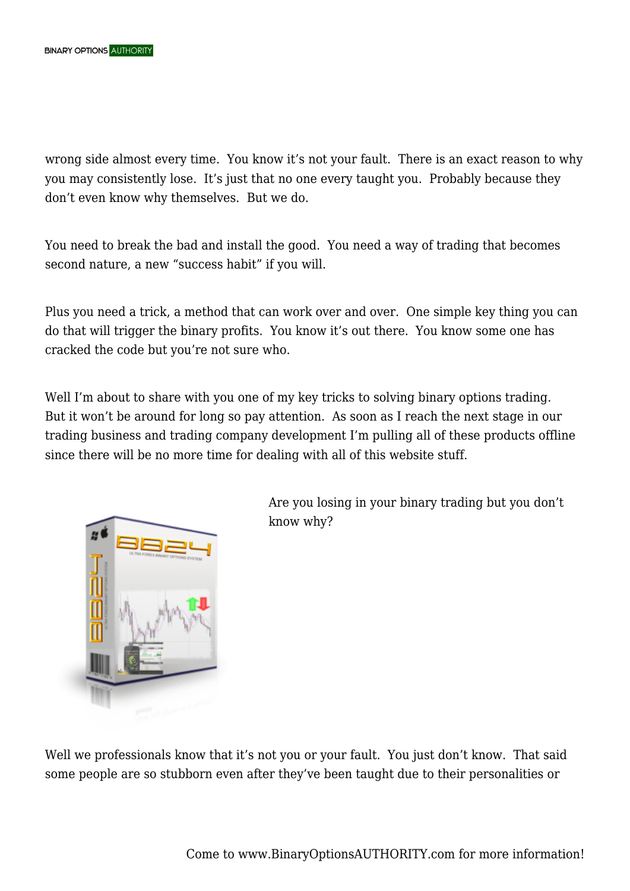wrong side almost every time. You know it's not your fault. There is an exact reason to why you may consistently lose. It's just that no one every taught you. Probably because they don't even know why themselves. But we do.

You need to break the bad and install the good. You need a way of trading that becomes second nature, a new "success habit" if you will.

Plus you need a trick, a method that can work over and over. One simple key thing you can do that will trigger the binary profits. You know it's out there. You know some one has cracked the code but you're not sure who.

Well I'm about to share with you one of my key tricks to solving binary options trading. But it won't be around for long so pay attention. As soon as I reach the next stage in our trading business and trading company development I'm pulling all of these products offline since there will be no more time for dealing with all of this website stuff.

Are you losing in your binary trading but you don't know why?

Well we professionals know that it's not you or your fault. You just don't know. That said some people are so stubborn even after they've been taught due to their personalities or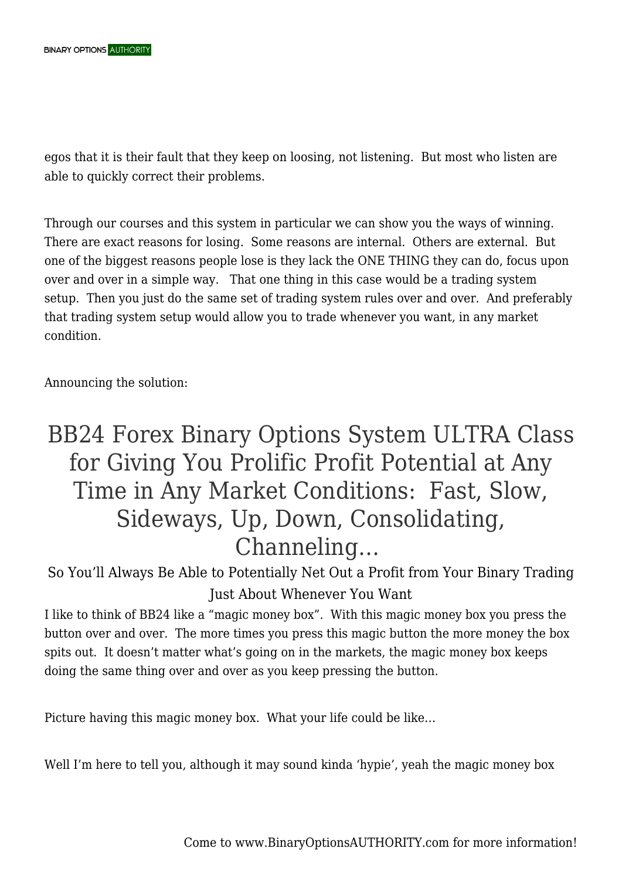egos that it is their fault that they keep on loosing, not listening.  But most who listen are able to quickly correct their problems.

Through our courses and this system in particular we can show you the ways of winning.  There are exact reasons for losing.  Some reasons are internal.  Others are external.  But one of the biggest reasons people lose is they lack the ONE THING they can do, focus upon over and over in a simple way.   That one thing in this case would be a trading system setup.  Then you just do the same set of trading system rules over and over.  And preferably that trading system setup would allow you to trade whenever you want, in any market condition.

Announcing the solution:

# BB24 Forex Binary Options System ULTRA Class for Giving You Prolific Profit Potential at Any Time in Any Market Conditions:  Fast, Slow, Sideways, Up, Down, Consolidating, Channeling…

### So You'll Always Be Able to Potentially Net Out a Profit from Your Binary Trading Just About Whenever You Want

I like to think of BB24 like a "magic money box".  With this magic money box you press the button over and over.  The more times you press this magic button the more money the box spits out.  It doesn't matter what's going on in the markets, the magic money box keeps doing the same thing over and over as you keep pressing the button.

Picture having this magic money box.  What your life could be like…

Well I'm here to tell you, although it may sound kinda 'hypie', yeah the magic money box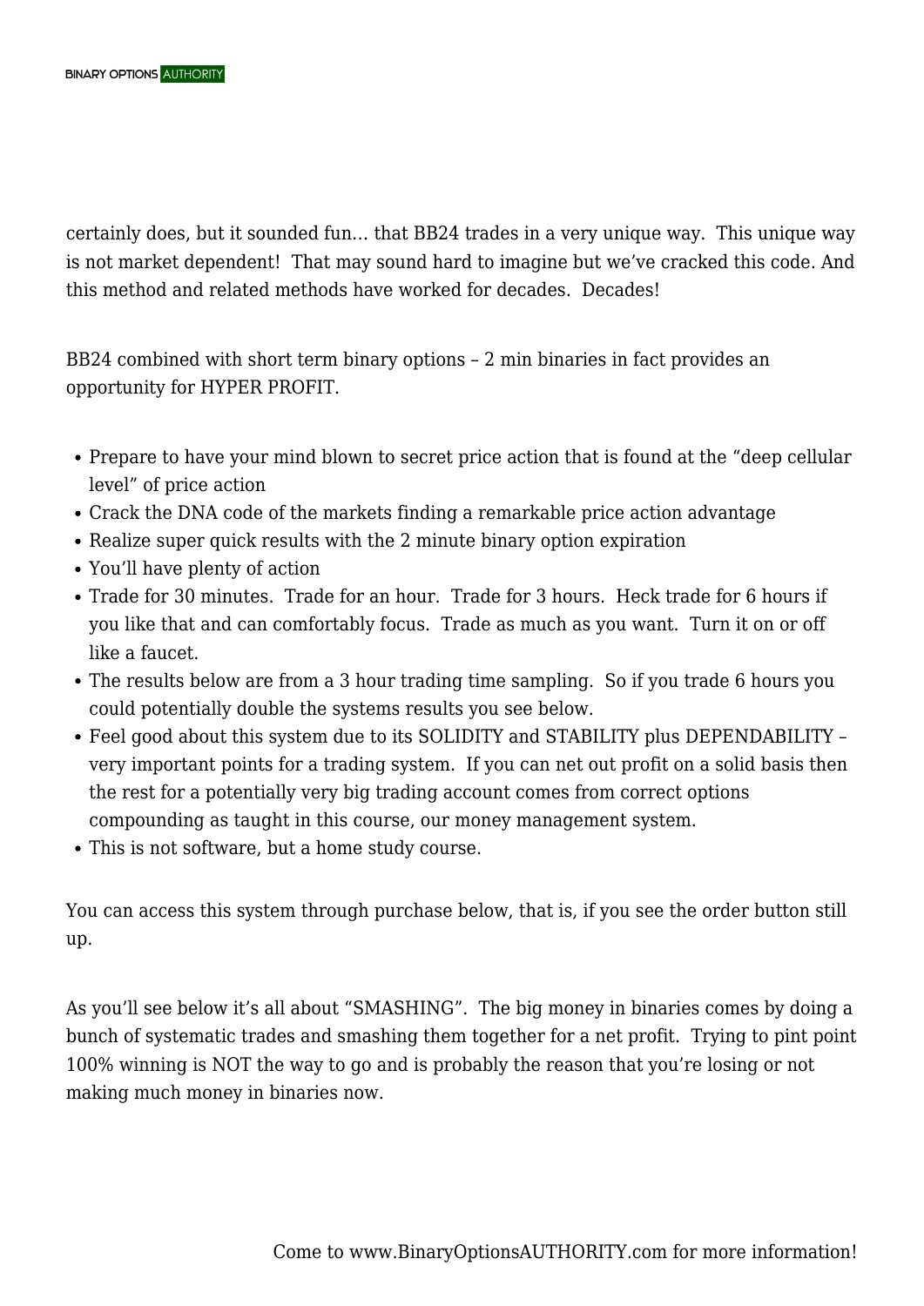certainly does, but it sounded fun… that BB24 trades in a very unique way.  This unique way is not market dependent!  That may sound hard to imagine but we've cracked this code. And this method and related methods have worked for decades.  Decades!

BB24 combined with short term binary options – 2 min binaries in fact provides an opportunity for HYPER PROFIT.

- Prepare to have your mind blown to secret price action that is found at the "deep cellular level" of price action
- Crack the DNA code of the markets finding a remarkable price action advantage
- Realize super quick results with the 2 minute binary option expiration
- You'll have plenty of action
- Trade for 30 minutes.  Trade for an hour.  Trade for 3 hours.  Heck trade for 6 hours if you like that and can comfortably focus.  Trade as much as you want.  Turn it on or off like a faucet.
- The results below are from a 3 hour trading time sampling.  So if you trade 6 hours you could potentially double the systems results you see below.
- Feel good about this system due to its SOLIDITY and STABILITY plus DEPENDABILITY – very important points for a trading system.  If you can net out profit on a solid basis then the rest for a potentially very big trading account comes from correct options compounding as taught in this course, our money management system.
- This is not software, but a home study course.

You can access this system through purchase below, that is, if you see the order button still up.

As you'll see below it's all about "SMASHING".  The big money in binaries comes by doing a bunch of systematic trades and smashing them together for a net profit.  Trying to pint point 100% winning is NOT the way to go and is probably the reason that you're losing or not making much money in binaries now.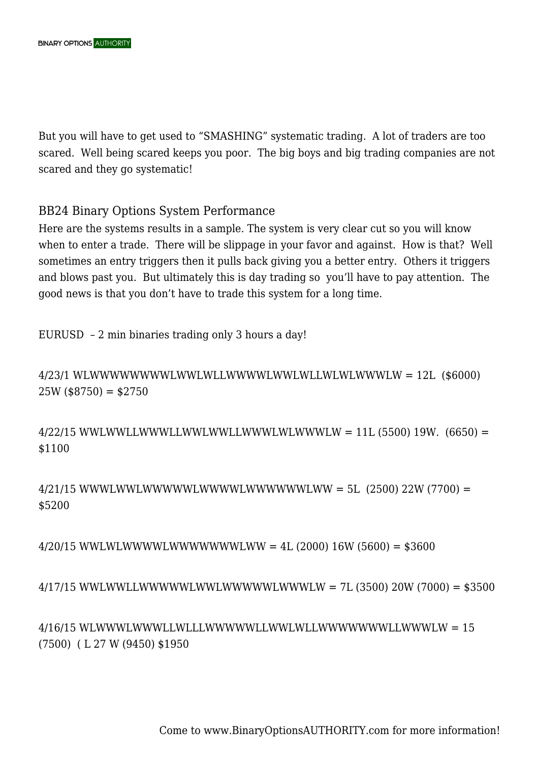But you will have to get used to "SMASHING" systematic trading. A lot of traders are too scared. Well being scared keeps you poor. The big boys and big trading companies are not scared and they go systematic!

## BB24 Binary Options System Performance

Here are the systems results in a sample. The system is very clear cut so you will know when to enter a trade. There will be slippage in your favor and against. How is that? Well sometimes an entry triggers then it pulls back giving you a better entry. Others it triggers and blows past you. But ultimately this is day trading so you'll have to pay attention. The good news is that you don't have to trade this system for a long time.

EURUSD – 2 min binaries trading only 3 hours a day!

4/23/1 WLWWWWWWWWLWWLWLLWWWWLWWLWLLWLWLWWWLW = 12L ($6000) 25W ($8750) = $2750

4/22/15 WWLWWLLWWWLLWWLWWLLWWWLWLWWWLW = 11L (5500) 19W. (6650) = $1100

4/21/15 WWWLWWLWWWWWLWWWWLWWWWWWLWW = 5L (2500) 22W (7700) = $5200

4/20/15 WWLWLWWWWLWWWWWWWLWW = 4L (2000) 16W (5600) = $3600

4/17/15 WWLWWLLWWWWWLWWLWWWWWLWWWLW = 7L (3500) 20W (7000) = $3500

4/16/15 WLWWWLWWWLLWLLLWWWWWLLWWLWLLWWWWWWWLLWWWLW = 15 (7500) ( L 27 W (9450) $1950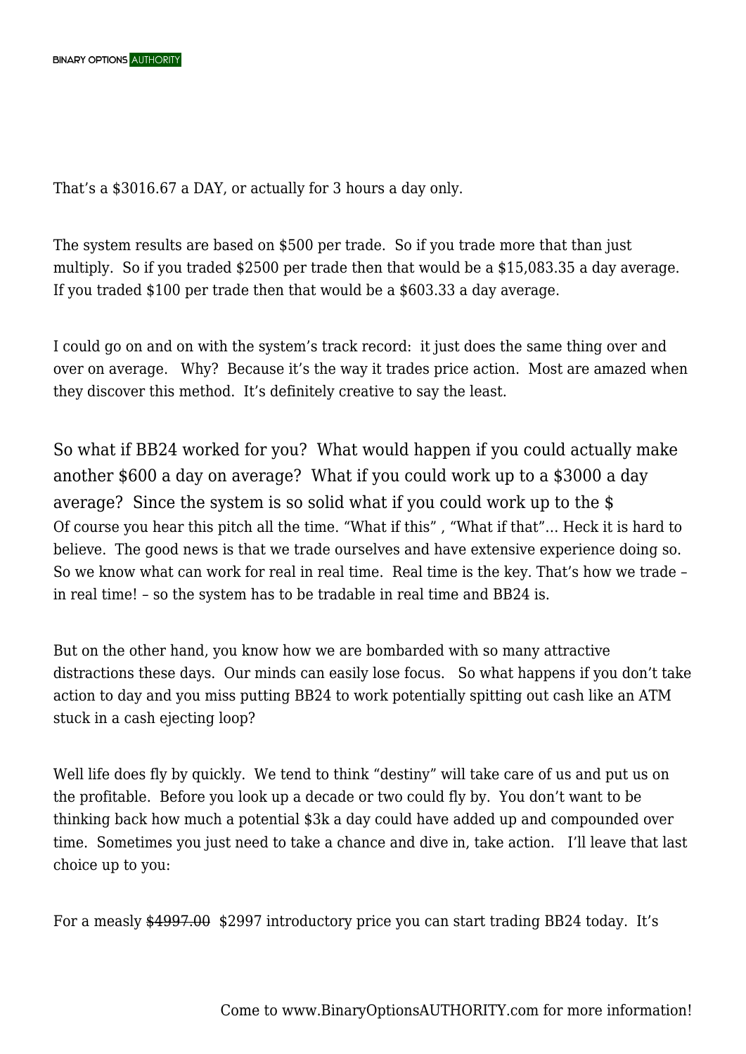That's a $3016.67 a DAY, or actually for 3 hours a day only.

The system results are based on $500 per trade. So if you trade more that than just multiply. So if you traded $2500 per trade then that would be a $15,083.35 a day average. If you traded $100 per trade then that would be a $603.33 a day average.

I could go on and on with the system's track record: it just does the same thing over and over on average. Why? Because it's the way it trades price action. Most are amazed when they discover this method. It's definitely creative to say the least.

So what if BB24 worked for you? What would happen if you could actually make another $600 a day on average? What if you could work up to a $3000 a day average? Since the system is so solid what if you could work up to the $
Of course you hear this pitch all the time. "What if this" , "What if that"... Heck it is hard to believe. The good news is that we trade ourselves and have extensive experience doing so. So we know what can work for real in real time. Real time is the key. That's how we trade – in real time! – so the system has to be tradable in real time and BB24 is.

But on the other hand, you know how we are bombarded with so many attractive distractions these days. Our minds can easily lose focus. So what happens if you don't take action to day and you miss putting BB24 to work potentially spitting out cash like an ATM stuck in a cash ejecting loop?

Well life does fly by quickly. We tend to think "destiny" will take care of us and put us on the profitable. Before you look up a decade or two could fly by. You don't want to be thinking back how much a potential $3k a day could have added up and compounded over time. Sometimes you just need to take a chance and dive in, take action. I'll leave that last choice up to you:

For a measly ~~$4997.00~~ $2997 introductory price you can start trading BB24 today. It's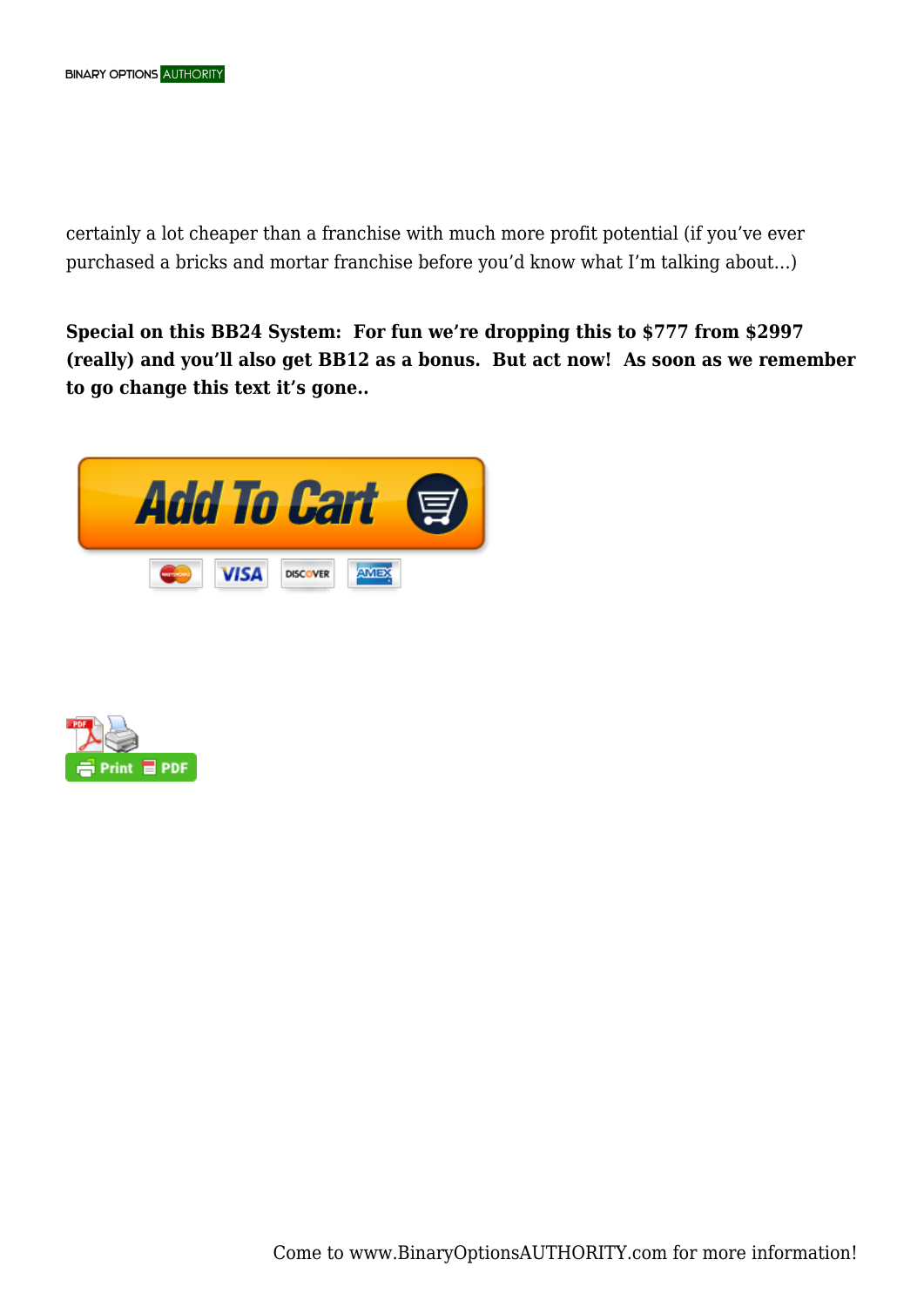certainly a lot cheaper than a franchise with much more profit potential (if you've ever purchased a bricks and mortar franchise before you'd know what I'm talking about…)

**Special on this BB24 System:  For fun we're dropping this to $777 from $2997 (really) and you'll also get BB12 as a bonus.  But act now!  As soon as we remember to go change this text it's gone..**